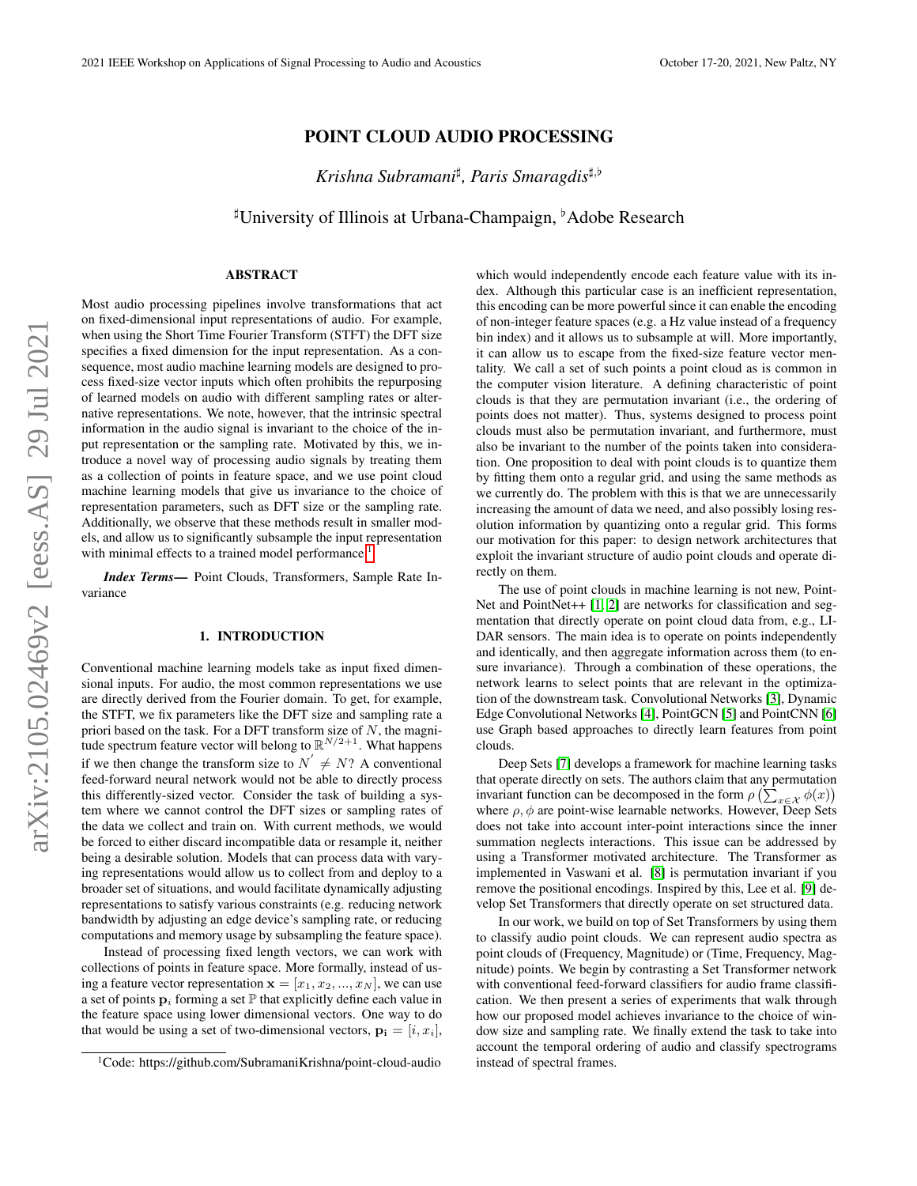# POINT CLOUD AUDIO PROCESSING

*Krishna Subramani*[♯], *Paris Smaragdis*[♯,♭]

[♯]University of Illinois at Urbana-Champaign, [♭]Adobe Research

## ABSTRACT

Most audio processing pipelines involve transformations that act on fixed-dimensional input representations of audio. For example, when using the Short Time Fourier Transform (STFT) the DFT size specifies a fixed dimension for the input representation. As a consequence, most audio machine learning models are designed to process fixed-size vector inputs which often prohibits the repurposing of learned models on audio with different sampling rates or alternative representations. We note, however, that the intrinsic spectral information in the audio signal is invariant to the choice of the input representation or the sampling rate. Motivated by this, we introduce a novel way of processing audio signals by treating them as a collection of points in feature space, and we use point cloud machine learning models that give us invariance to the choice of representation parameters, such as DFT size or the sampling rate. Additionally, we observe that these methods result in smaller models, and allow us to significantly subsample the input representation with minimal effects to a trained model performance.[1]

***Index Terms*—** Point Clouds, Transformers, Sample Rate Invariance

## 1. INTRODUCTION

Conventional machine learning models take as input fixed dimensional inputs. For audio, the most common representations we use are directly derived from the Fourier domain. To get, for example, the STFT, we fix parameters like the DFT size and sampling rate a priori based on the task. For a DFT transform size of $N$, the magnitude spectrum feature vector will belong to $\mathbb{R}^{N/2+1}$. What happens if we then change the transform size to $N^{'} \neq N$? A conventional feed-forward neural network would not be able to directly process this differently-sized vector. Consider the task of building a system where we cannot control the DFT sizes or sampling rates of the data we collect and train on. With current methods, we would be forced to either discard incompatible data or resample it, neither being a desirable solution. Models that can process data with varying representations would allow us to collect from and deploy to a broader set of situations, and would facilitate dynamically adjusting representations to satisfy various constraints (e.g. reducing network bandwidth by adjusting an edge device's sampling rate, or reducing computations and memory usage by subsampling the feature space).

Instead of processing fixed length vectors, we can work with collections of points in feature space. More formally, instead of using a feature vector representation $\mathbf{x} = [x_1, x_2, ..., x_N]$, we can use a set of points $\mathbf{p}_i$ forming a set $\mathbb{P}$ that explicitly define each value in the feature space using lower dimensional vectors. One way to do that would be using a set of two-dimensional vectors, $\mathbf{p_i} = [i, x_i]$, which would independently encode each feature value with its index. Although this particular case is an inefficient representation, this encoding can be more powerful since it can enable the encoding of non-integer feature spaces (e.g. a Hz value instead of a frequency bin index) and it allows us to subsample at will. More importantly, it can allow us to escape from the fixed-size feature vector mentality. We call a set of such points a point cloud as is common in the computer vision literature. A defining characteristic of point clouds is that they are permutation invariant (i.e., the ordering of points does not matter). Thus, systems designed to process point clouds must also be permutation invariant, and furthermore, must also be invariant to the number of the points taken into consideration. One proposition to deal with point clouds is to quantize them by fitting them onto a regular grid, and using the same methods as we currently do. The problem with this is that we are unnecessarily increasing the amount of data we need, and also possibly losing resolution information by quantizing onto a regular grid. This forms our motivation for this paper: to design network architectures that exploit the invariant structure of audio point clouds and operate directly on them.

The use of point clouds in machine learning is not new, PointNet and PointNet++ [1, 2] are networks for classification and segmentation that directly operate on point cloud data from, e.g., LIDAR sensors. The main idea is to operate on points independently and identically, and then aggregate information across them (to ensure invariance). Through a combination of these operations, the network learns to select points that are relevant in the optimization of the downstream task. Convolutional Networks [3], Dynamic Edge Convolutional Networks [4], PointGCN [5] and PointCNN [6] use Graph based approaches to directly learn features from point clouds.

Deep Sets [7] develops a framework for machine learning tasks that operate directly on sets. The authors claim that any permutation invariant function can be decomposed in the form $\rho\left(\sum_{x \in \mathcal{X}} \phi(x)\right)$ where $\rho, \phi$ are point-wise learnable networks. However, Deep Sets does not take into account inter-point interactions since the inner summation neglects interactions. This issue can be addressed by using a Transformer motivated architecture. The Transformer as implemented in Vaswani et al. [8] is permutation invariant if you remove the positional encodings. Inspired by this, Lee et al. [9] develop Set Transformers that directly operate on set structured data.

In our work, we build on top of Set Transformers by using them to classify audio point clouds. We can represent audio spectra as point clouds of (Frequency, Magnitude) or (Time, Frequency, Magnitude) points. We begin by contrasting a Set Transformer network with conventional feed-forward classifiers for audio frame classification. We then present a series of experiments that walk through how our proposed model achieves invariance to the choice of window size and sampling rate. We finally extend the task to take into account the temporal ordering of audio and classify spectrograms instead of spectral frames.

[1]Code: https://github.com/SubramaniKrishna/point-cloud-audio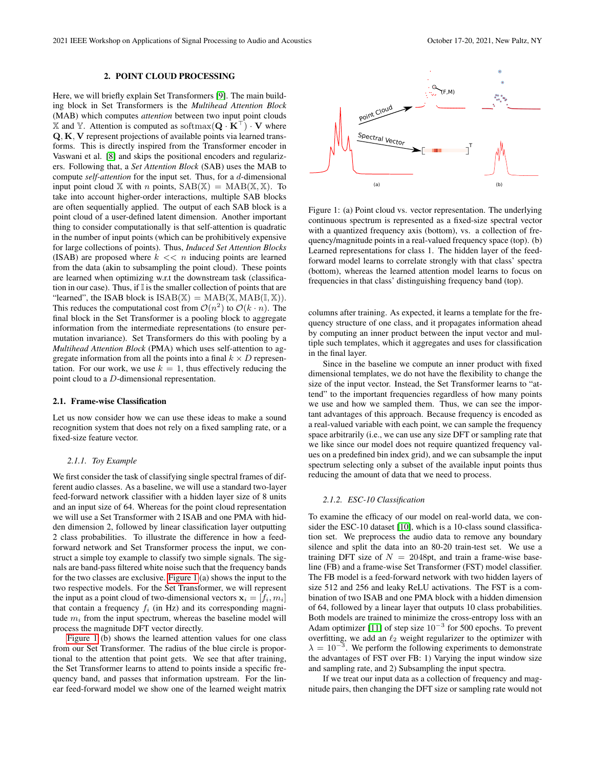## 2. POINT CLOUD PROCESSING

Here, we will briefly explain Set Transformers [9]. The main building block in Set Transformers is the *Multihead Attention Block* (MAB) which computes *attention* between two input point clouds $\mathbb{X}$ and $\mathbb{Y}$. Attention is computed as $\text{softmax}(\mathbf{Q} \cdot \mathbf{K}^\top) \cdot \mathbf{V}$ where $\mathbf{Q}, \mathbf{K}, \mathbf{V}$ represent projections of available points via learned transforms. This is directly inspired from the Transformer encoder in Vaswani et al. [8] and skips the positional encoders and regularizers. Following that, a *Set Attention Block* (SAB) uses the MAB to compute *self-attention* for the input set. Thus, for a $d$-dimensional input point cloud $\mathbb{X}$ with $n$ points, $\text{SAB}(\mathbb{X}) = \text{MAB}(\mathbb{X}, \mathbb{X})$. To take into account higher-order interactions, multiple SAB blocks are often sequentially applied. The output of each SAB block is a point cloud of a user-defined latent dimension. Another important thing to consider computationally is that self-attention is quadratic in the number of input points (which can be prohibitively expensive for large collections of points). Thus, *Induced Set Attention Blocks* (ISAB) are proposed where $k << n$ inducing points are learned from the data (akin to subsampling the point cloud). These points are learned when optimizing w.r.t the downstream task (classification in our case). Thus, if $\mathbb{I}$ is the smaller collection of points that are "learned", the ISAB block is $\text{ISAB}(\mathbb{X}) = \text{MAB}(\mathbb{X}, \text{MAB}(\mathbb{I}, \mathbb{X}))$. This reduces the computational cost from $\mathcal{O}(n^2)$ to $\mathcal{O}(k \cdot n)$. The final block in the Set Transformer is a pooling block to aggregate information from the intermediate representations (to ensure permutation invariance). Set Transformers do this with pooling by a *Multihead Attention Block* (PMA) which uses self-attention to aggregate information from all the points into a final $k \times D$ representation. For our work, we use $k = 1$, thus effectively reducing the point cloud to a $D$-dimensional representation.

### 2.1. Frame-wise Classification

Let us now consider how we can use these ideas to make a sound recognition system that does not rely on a fixed sampling rate, or a fixed-size feature vector.

#### 2.1.1. Toy Example

We first consider the task of classifying single spectral frames of different audio classes. As a baseline, we will use a standard two-layer feed-forward network classifier with a hidden layer size of 8 units and an input size of 64. Whereas for the point cloud representation we will use a Set Transformer with 2 ISAB and one PMA with hidden dimension 2, followed by linear classification layer outputting 2 class probabilities. To illustrate the difference in how a feed-forward network and Set Transformer process the input, we construct a simple toy example to classify two simple signals. The signals are band-pass filtered white noise such that the frequency bands for the two classes are exclusive. Figure 1(a) shows the input to the two respective models. For the Set Transformer, we will represent the input as a point cloud of two-dimensional vectors $\mathbf{x}_i = [f_i, m_i]$ that contain a frequency $f_i$ (in Hz) and its corresponding magnitude $m_i$ from the input spectrum, whereas the baseline model will process the magnitude DFT vector directly.

Figure 1(b) shows the learned attention values for one class from our Set Transformer. The radius of the blue circle is proportional to the attention that point gets. We see that after training, the Set Transformer learns to attend to points inside a specific frequency band, and passes that information upstream. For the linear feed-forward model we show one of the learned weight matrix columns after training. As expected, it learns a template for the frequency structure of one class, and it propagates information ahead by computing an inner product between the input vector and multiple such templates, which it aggregates and uses for classification in the final layer.

Figure 1: (a) Point cloud vs. vector representation. The underlying continuous spectrum is represented as a fixed-size spectral vector with a quantized frequency axis (bottom), vs. a collection of frequency/magnitude points in a real-valued frequency space (top). (b) Learned representations for class 1. The hidden layer of the feed-forward model learns to correlate strongly with that class' spectra (bottom), whereas the learned attention model learns to focus on frequencies in that class' distinguishing frequency band (top).

Since in the baseline we compute an inner product with fixed dimensional templates, we do not have the flexibility to change the size of the input vector. Instead, the Set Transformer learns to "attend" to the important frequencies regardless of how many points we use and how we sampled them. Thus, we can see the important advantages of this approach. Because frequency is encoded as a real-valued variable with each point, we can sample the frequency space arbitrarily (i.e., we can use any size DFT or sampling rate that we like since our model does not require quantized frequency values on a predefined bin index grid), and we can subsample the input spectrum selecting only a subset of the available input points thus reducing the amount of data that we need to process.

#### 2.1.2. ESC-10 Classification

To examine the efficacy of our model on real-world data, we consider the ESC-10 dataset [10], which is a 10-class sound classification set. We preprocess the audio data to remove any boundary silence and split the data into an 80-20 train-test set. We use a training DFT size of $N = 2048$pt, and train a frame-wise baseline (FB) and a frame-wise Set Transformer (FST) model classifier. The FB model is a feed-forward network with two hidden layers of size 512 and 256 and leaky ReLU activations. The FST is a combination of two ISAB and one PMA block with a hidden dimension of 64, followed by a linear layer that outputs 10 class probabilities. Both models are trained to minimize the cross-entropy loss with an Adam optimizer [11] of step size $10^{-3}$ for 500 epochs. To prevent overfitting, we add an $\ell_2$ weight regularizer to the optimizer with $\lambda = 10^{-3}$. We perform the following experiments to demonstrate the advantages of FST over FB: 1) Varying the input window size and sampling rate, and 2) Subsampling the input spectra.

If we treat our input data as a collection of frequency and magnitude pairs, then changing the DFT size or sampling rate would not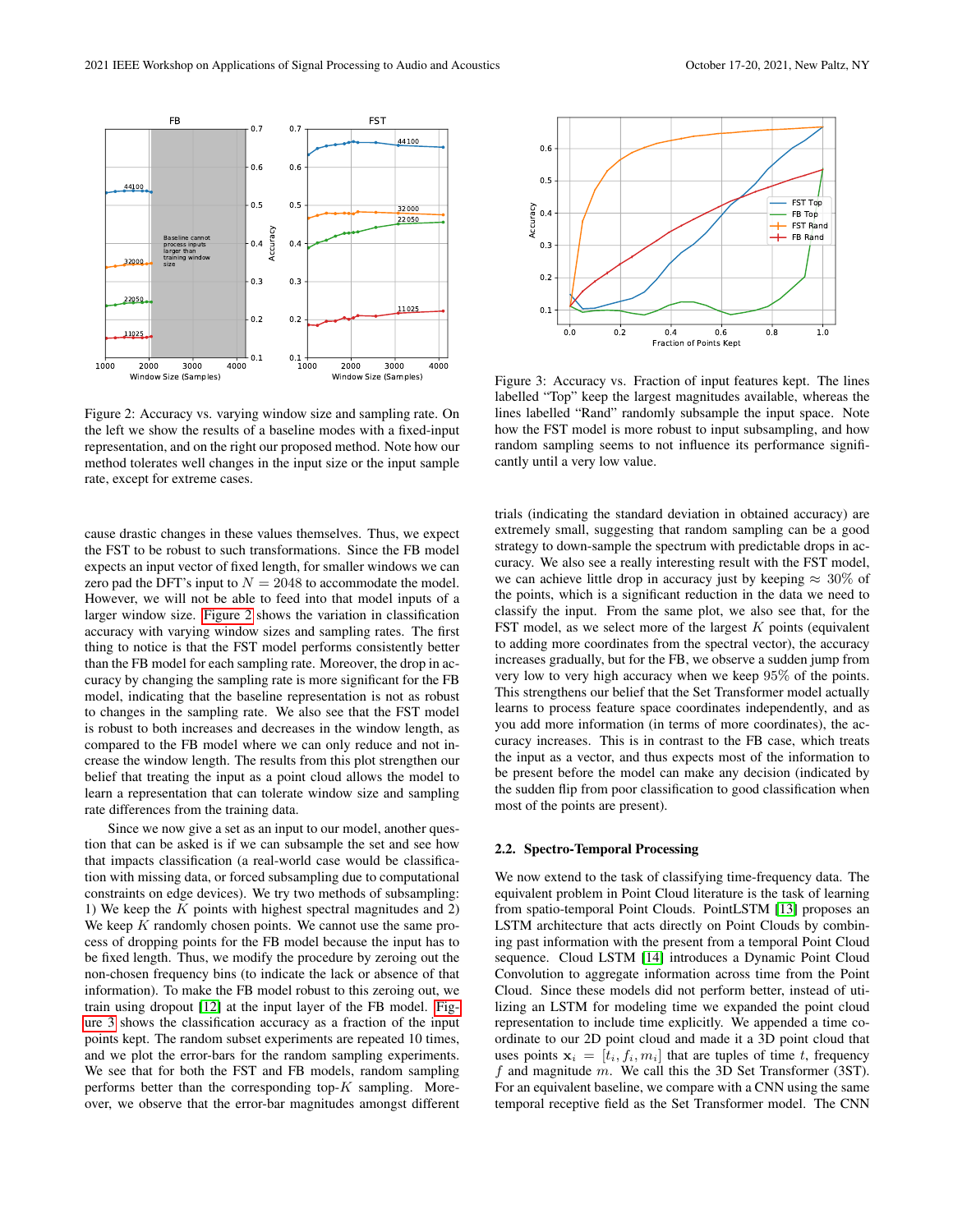Figure 2: Accuracy vs. varying window size and sampling rate. On the left we show the results of a baseline modes with a fixed-input representation, and on the right our proposed method. Note how our method tolerates well changes in the input size or the input sample rate, except for extreme cases.

Figure 3: Accuracy vs. Fraction of input features kept. The lines labelled "Top" keep the largest magnitudes available, whereas the lines labelled "Rand" randomly subsample the input space. Note how the FST model is more robust to input subsampling, and how random sampling seems to not influence its performance significantly until a very low value.

cause drastic changes in these values themselves. Thus, we expect the FST to be robust to such transformations. Since the FB model expects an input vector of fixed length, for smaller windows we can zero pad the DFT's input to $N = 2048$ to accommodate the model. However, we will not be able to feed into that model inputs of a larger window size. Figure 2 shows the variation in classification accuracy with varying window sizes and sampling rates. The first thing to notice is that the FST model performs consistently better than the FB model for each sampling rate. Moreover, the drop in accuracy by changing the sampling rate is more significant for the FB model, indicating that the baseline representation is not as robust to changes in the sampling rate. We also see that the FST model is robust to both increases and decreases in the window length, as compared to the FB model where we can only reduce and not increase the window length. The results from this plot strengthen our belief that treating the input as a point cloud allows the model to learn a representation that can tolerate window size and sampling rate differences from the training data.

Since we now give a set as an input to our model, another question that can be asked is if we can subsample the set and see how that impacts classification (a real-world case would be classification with missing data, or forced subsampling due to computational constraints on edge devices). We try two methods of subsampling: 1) We keep the $K$ points with highest spectral magnitudes and 2) We keep $K$ randomly chosen points. We cannot use the same process of dropping points for the FB model because the input has to be fixed length. Thus, we modify the procedure by zeroing out the non-chosen frequency bins (to indicate the lack or absence of that information). To make the FB model robust to this zeroing out, we train using dropout [12] at the input layer of the FB model. Figure 3 shows the classification accuracy as a fraction of the input points kept. The random subset experiments are repeated 10 times, and we plot the error-bars for the random sampling experiments. We see that for both the FST and FB models, random sampling performs better than the corresponding top-$K$ sampling. Moreover, we observe that the error-bar magnitudes amongst different trials (indicating the standard deviation in obtained accuracy) are extremely small, suggesting that random sampling can be a good strategy to down-sample the spectrum with predictable drops in accuracy. We also see a really interesting result with the FST model, we can achieve little drop in accuracy just by keeping $\approx 30\%$ of the points, which is a significant reduction in the data we need to classify the input. From the same plot, we also see that, for the FST model, as we select more of the largest $K$ points (equivalent to adding more coordinates from the spectral vector), the accuracy increases gradually, but for the FB, we observe a sudden jump from very low to very high accuracy when we keep $95\%$ of the points. This strengthens our belief that the Set Transformer model actually learns to process feature space coordinates independently, and as you add more information (in terms of more coordinates), the accuracy increases. This is in contrast to the FB case, which treats the input as a vector, and thus expects most of the information to be present before the model can make any decision (indicated by the sudden flip from poor classification to good classification when most of the points are present).

### 2.2. Spectro-Temporal Processing

We now extend to the task of classifying time-frequency data. The equivalent problem in Point Cloud literature is the task of learning from spatio-temporal Point Clouds. PointLSTM [13] proposes an LSTM architecture that acts directly on Point Clouds by combining past information with the present from a temporal Point Cloud sequence. Cloud LSTM [14] introduces a Dynamic Point Cloud Convolution to aggregate information across time from the Point Cloud. Since these models did not perform better, instead of utilizing an LSTM for modeling time we expanded the point cloud representation to include time explicitly. We appended a time coordinate to our 2D point cloud and made it a 3D point cloud that uses points $\mathbf{x}_i = [t_i, f_i, m_i]$ that are tuples of time $t$, frequency $f$ and magnitude $m$. We call this the 3D Set Transformer (3ST). For an equivalent baseline, we compare with a CNN using the same temporal receptive field as the Set Transformer model. The CNN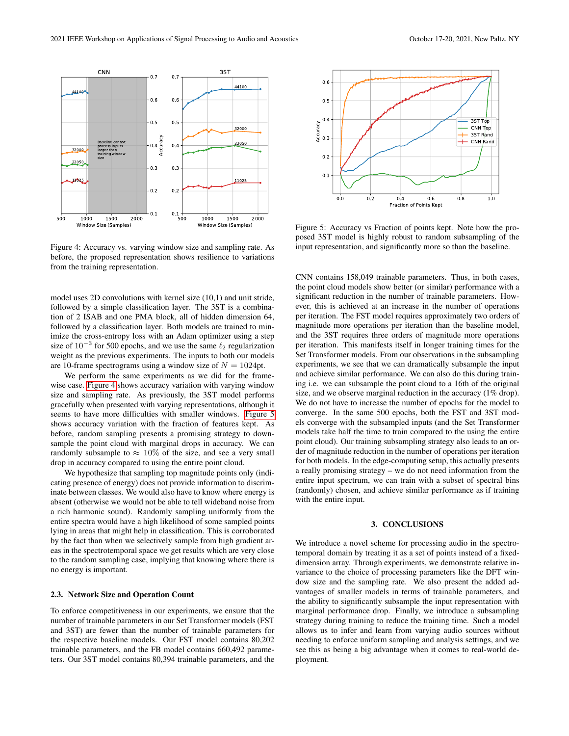Figure 4: Accuracy vs. varying window size and sampling rate. As before, the proposed representation shows resilience to variations from the training representation.

Figure 5: Accuracy vs Fraction of points kept. Note how the proposed 3ST model is highly robust to random subsampling of the input representation, and significantly more so than the baseline.

model uses 2D convolutions with kernel size (10,1) and unit stride, followed by a simple classification layer. The 3ST is a combination of 2 ISAB and one PMA block, all of hidden dimension 64, followed by a classification layer. Both models are trained to minimize the cross-entropy loss with an Adam optimizer using a step size of $10^{-3}$ for 500 epochs, and we use the same $\ell_2$ regularization weight as the previous experiments. The inputs to both our models are 10-frame spectrograms using a window size of $N = 1024$pt.

We perform the same experiments as we did for the frame-wise case. Figure 4 shows accuracy variation with varying window size and sampling rate. As previously, the 3ST model performs gracefully when presented with varying representations, although it seems to have more difficulties with smaller windows. Figure 5 shows accuracy variation with the fraction of features kept. As before, random sampling presents a promising strategy to down-sample the point cloud with marginal drops in accuracy. We can randomly subsample to $\approx$ 10% of the size, and see a very small drop in accuracy compared to using the entire point cloud.

We hypothesize that sampling top magnitude points only (indicating presence of energy) does not provide information to discriminate between classes. We would also have to know where energy is absent (otherwise we would not be able to tell wideband noise from a rich harmonic sound). Randomly sampling uniformly from the entire spectra would have a high likelihood of some sampled points lying in areas that might help in classification. This is corroborated by the fact than when we selectively sample from high gradient areas in the spectrotemporal space we get results which are very close to the random sampling case, implying that knowing where there is no energy is important.

### 2.3. Network Size and Operation Count

To enforce competitiveness in our experiments, we ensure that the number of trainable parameters in our Set Transformer models (FST and 3ST) are fewer than the number of trainable parameters for the respective baseline models. Our FST model contains 80,202 trainable parameters, and the FB model contains 660,492 parameters. Our 3ST model contains 80,394 trainable parameters, and the CNN contains 158,049 trainable parameters. Thus, in both cases, the point cloud models show better (or similar) performance with a significant reduction in the number of trainable parameters. However, this is achieved at an increase in the number of operations per iteration. The FST model requires approximately two orders of magnitude more operations per iteration than the baseline model, and the 3ST requires three orders of magnitude more operations per iteration. This manifests itself in longer training times for the Set Transformer models. From our observations in the subsampling experiments, we see that we can dramatically subsample the input and achieve similar performance. We can also do this during training i.e. we can subsample the point cloud to a 16th of the original size, and we observe marginal reduction in the accuracy (1% drop). We do not have to increase the number of epochs for the model to converge. In the same 500 epochs, both the FST and 3ST models converge with the subsampled inputs (and the Set Transformer models take half the time to train compared to the using the entire point cloud). Our training subsampling strategy also leads to an order of magnitude reduction in the number of operations per iteration for both models. In the edge-computing setup, this actually presents a really promising strategy – we do not need information from the entire input spectrum, we can train with a subset of spectral bins (randomly) chosen, and achieve similar performance as if training with the entire input.

## 3. CONCLUSIONS

We introduce a novel scheme for processing audio in the spectrotemporal domain by treating it as a set of points instead of a fixed-dimension array. Through experiments, we demonstrate relative invariance to the choice of processing parameters like the DFT window size and the sampling rate. We also present the added advantages of smaller models in terms of trainable parameters, and the ability to significantly subsample the input representation with marginal performance drop. Finally, we introduce a subsampling strategy during training to reduce the training time. Such a model allows us to infer and learn from varying audio sources without needing to enforce uniform sampling and analysis settings, and we see this as being a big advantage when it comes to real-world deployment.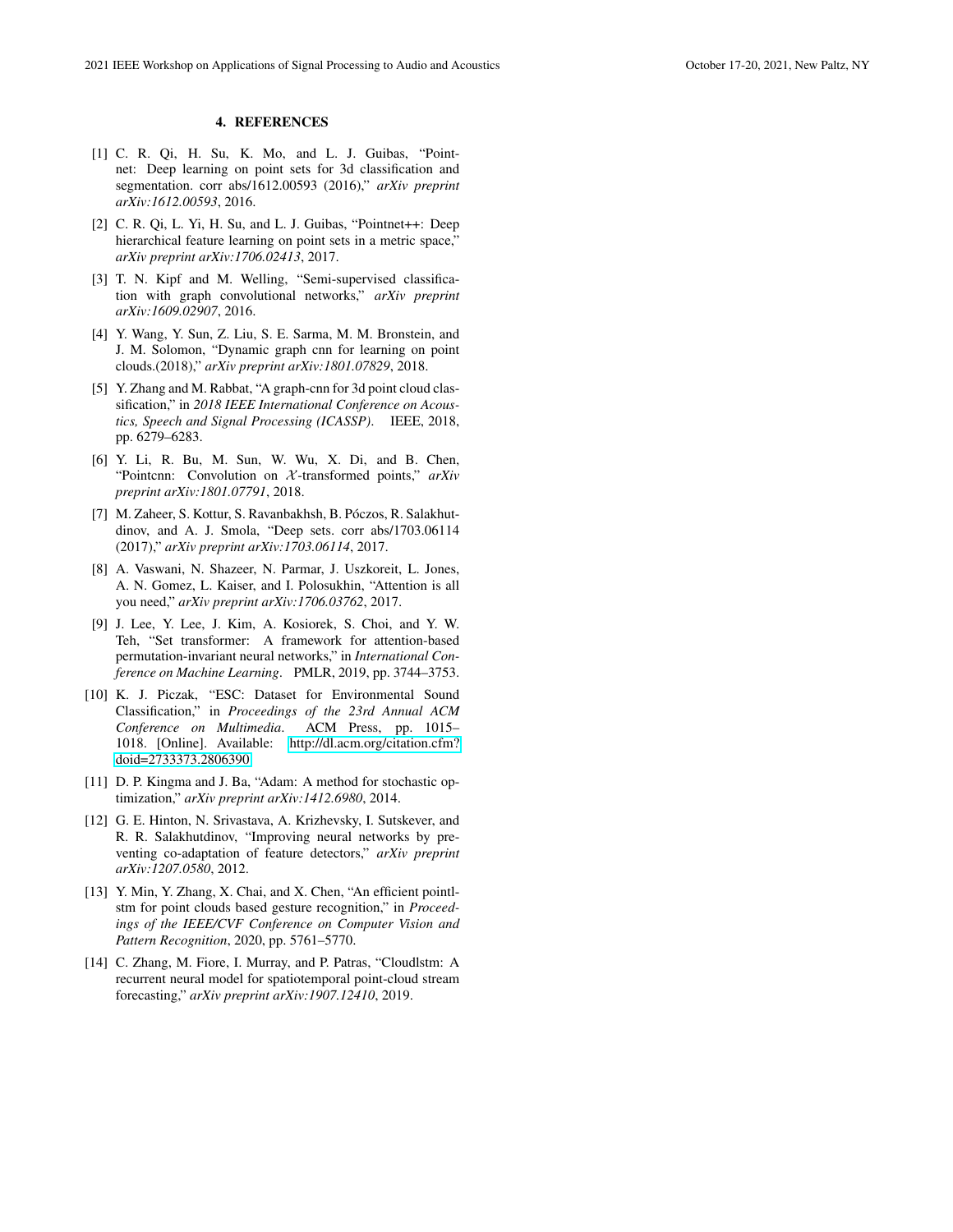## 4. REFERENCES

[1] C. R. Qi, H. Su, K. Mo, and L. J. Guibas, "Pointnet: Deep learning on point sets for 3d classification and segmentation. corr abs/1612.00593 (2016)," *arXiv preprint arXiv:1612.00593*, 2016.

[2] C. R. Qi, L. Yi, H. Su, and L. J. Guibas, "Pointnet++: Deep hierarchical feature learning on point sets in a metric space," *arXiv preprint arXiv:1706.02413*, 2017.

[3] T. N. Kipf and M. Welling, "Semi-supervised classification with graph convolutional networks," *arXiv preprint arXiv:1609.02907*, 2016.

[4] Y. Wang, Y. Sun, Z. Liu, S. E. Sarma, M. M. Bronstein, and J. M. Solomon, "Dynamic graph cnn for learning on point clouds.(2018)," *arXiv preprint arXiv:1801.07829*, 2018.

[5] Y. Zhang and M. Rabbat, "A graph-cnn for 3d point cloud classification," in *2018 IEEE International Conference on Acoustics, Speech and Signal Processing (ICASSP)*. IEEE, 2018, pp. 6279–6283.

[6] Y. Li, R. Bu, M. Sun, W. Wu, X. Di, and B. Chen, "Pointcnn: Convolution on $\mathcal{X}$-transformed points," *arXiv preprint arXiv:1801.07791*, 2018.

[7] M. Zaheer, S. Kottur, S. Ravanbakhsh, B. Póczos, R. Salakhutdinov, and A. J. Smola, "Deep sets. corr abs/1703.06114 (2017)," *arXiv preprint arXiv:1703.06114*, 2017.

[8] A. Vaswani, N. Shazeer, N. Parmar, J. Uszkoreit, L. Jones, A. N. Gomez, L. Kaiser, and I. Polosukhin, "Attention is all you need," *arXiv preprint arXiv:1706.03762*, 2017.

[9] J. Lee, Y. Lee, J. Kim, A. Kosiorek, S. Choi, and Y. W. Teh, "Set transformer: A framework for attention-based permutation-invariant neural networks," in *International Conference on Machine Learning*. PMLR, 2019, pp. 3744–3753.

[10] K. J. Piczak, "ESC: Dataset for Environmental Sound Classification," in *Proceedings of the 23rd Annual ACM Conference on Multimedia*. ACM Press, pp. 1015–1018. [Online]. Available: http://dl.acm.org/citation.cfm?doid=2733373.2806390

[11] D. P. Kingma and J. Ba, "Adam: A method for stochastic optimization," *arXiv preprint arXiv:1412.6980*, 2014.

[12] G. E. Hinton, N. Srivastava, A. Krizhevsky, I. Sutskever, and R. R. Salakhutdinov, "Improving neural networks by preventing co-adaptation of feature detectors," *arXiv preprint arXiv:1207.0580*, 2012.

[13] Y. Min, Y. Zhang, X. Chai, and X. Chen, "An efficient pointlstm for point clouds based gesture recognition," in *Proceedings of the IEEE/CVF Conference on Computer Vision and Pattern Recognition*, 2020, pp. 5761–5770.

[14] C. Zhang, M. Fiore, I. Murray, and P. Patras, "Cloudlstm: A recurrent neural model for spatiotemporal point-cloud stream forecasting," *arXiv preprint arXiv:1907.12410*, 2019.